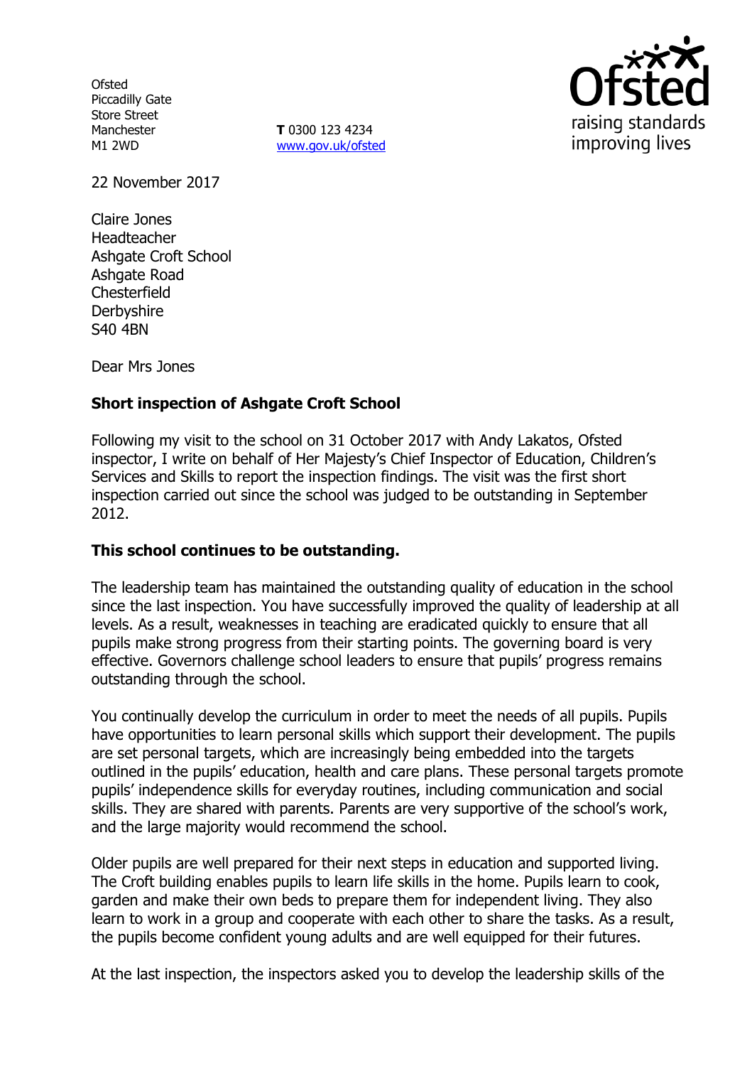Ofsted
Piccadilly Gate
Store Street
Manchester
M1 2WD

**T** 0300 123 4234
www.gov.uk/ofsted

22 November 2017

Claire Jones
Headteacher
Ashgate Croft School
Ashgate Road
Chesterfield
Derbyshire
S40 4BN

Dear Mrs Jones

**Short inspection of Ashgate Croft School**

Following my visit to the school on 31 October 2017 with Andy Lakatos, Ofsted inspector, I write on behalf of Her Majesty's Chief Inspector of Education, Children's Services and Skills to report the inspection findings. The visit was the first short inspection carried out since the school was judged to be outstanding in September 2012.

**This school continues to be outstanding.**

The leadership team has maintained the outstanding quality of education in the school since the last inspection. You have successfully improved the quality of leadership at all levels. As a result, weaknesses in teaching are eradicated quickly to ensure that all pupils make strong progress from their starting points. The governing board is very effective. Governors challenge school leaders to ensure that pupils' progress remains outstanding through the school.

You continually develop the curriculum in order to meet the needs of all pupils. Pupils have opportunities to learn personal skills which support their development. The pupils are set personal targets, which are increasingly being embedded into the targets outlined in the pupils' education, health and care plans. These personal targets promote pupils' independence skills for everyday routines, including communication and social skills. They are shared with parents. Parents are very supportive of the school's work, and the large majority would recommend the school.

Older pupils are well prepared for their next steps in education and supported living. The Croft building enables pupils to learn life skills in the home. Pupils learn to cook, garden and make their own beds to prepare them for independent living. They also learn to work in a group and cooperate with each other to share the tasks. As a result, the pupils become confident young adults and are well equipped for their futures.

At the last inspection, the inspectors asked you to develop the leadership skills of the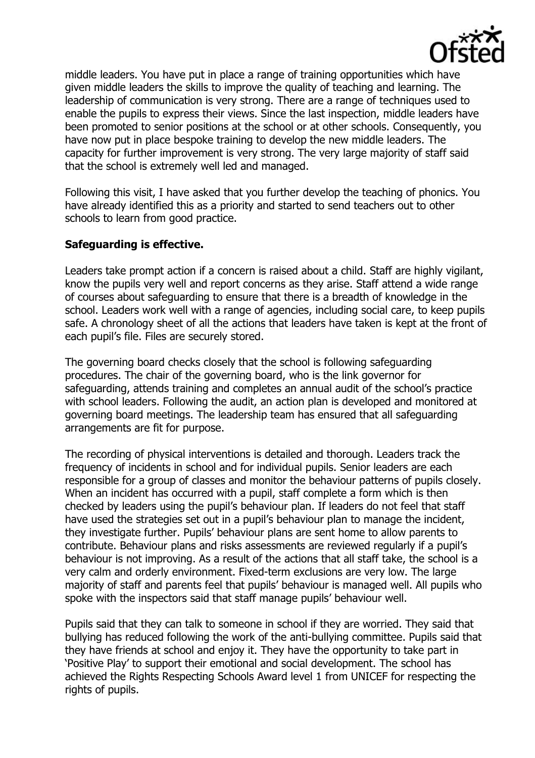middle leaders. You have put in place a range of training opportunities which have given middle leaders the skills to improve the quality of teaching and learning. The leadership of communication is very strong. There are a range of techniques used to enable the pupils to express their views. Since the last inspection, middle leaders have been promoted to senior positions at the school or at other schools. Consequently, you have now put in place bespoke training to develop the new middle leaders. The capacity for further improvement is very strong. The very large majority of staff said that the school is extremely well led and managed.

Following this visit, I have asked that you further develop the teaching of phonics. You have already identified this as a priority and started to send teachers out to other schools to learn from good practice.

**Safeguarding is effective.**

Leaders take prompt action if a concern is raised about a child. Staff are highly vigilant, know the pupils very well and report concerns as they arise. Staff attend a wide range of courses about safeguarding to ensure that there is a breadth of knowledge in the school. Leaders work well with a range of agencies, including social care, to keep pupils safe. A chronology sheet of all the actions that leaders have taken is kept at the front of each pupil's file. Files are securely stored.

The governing board checks closely that the school is following safeguarding procedures. The chair of the governing board, who is the link governor for safeguarding, attends training and completes an annual audit of the school's practice with school leaders. Following the audit, an action plan is developed and monitored at governing board meetings. The leadership team has ensured that all safeguarding arrangements are fit for purpose.

The recording of physical interventions is detailed and thorough. Leaders track the frequency of incidents in school and for individual pupils. Senior leaders are each responsible for a group of classes and monitor the behaviour patterns of pupils closely. When an incident has occurred with a pupil, staff complete a form which is then checked by leaders using the pupil's behaviour plan. If leaders do not feel that staff have used the strategies set out in a pupil's behaviour plan to manage the incident, they investigate further. Pupils' behaviour plans are sent home to allow parents to contribute. Behaviour plans and risks assessments are reviewed regularly if a pupil's behaviour is not improving. As a result of the actions that all staff take, the school is a very calm and orderly environment. Fixed-term exclusions are very low. The large majority of staff and parents feel that pupils' behaviour is managed well. All pupils who spoke with the inspectors said that staff manage pupils' behaviour well.

Pupils said that they can talk to someone in school if they are worried. They said that bullying has reduced following the work of the anti-bullying committee. Pupils said that they have friends at school and enjoy it. They have the opportunity to take part in 'Positive Play' to support their emotional and social development. The school has achieved the Rights Respecting Schools Award level 1 from UNICEF for respecting the rights of pupils.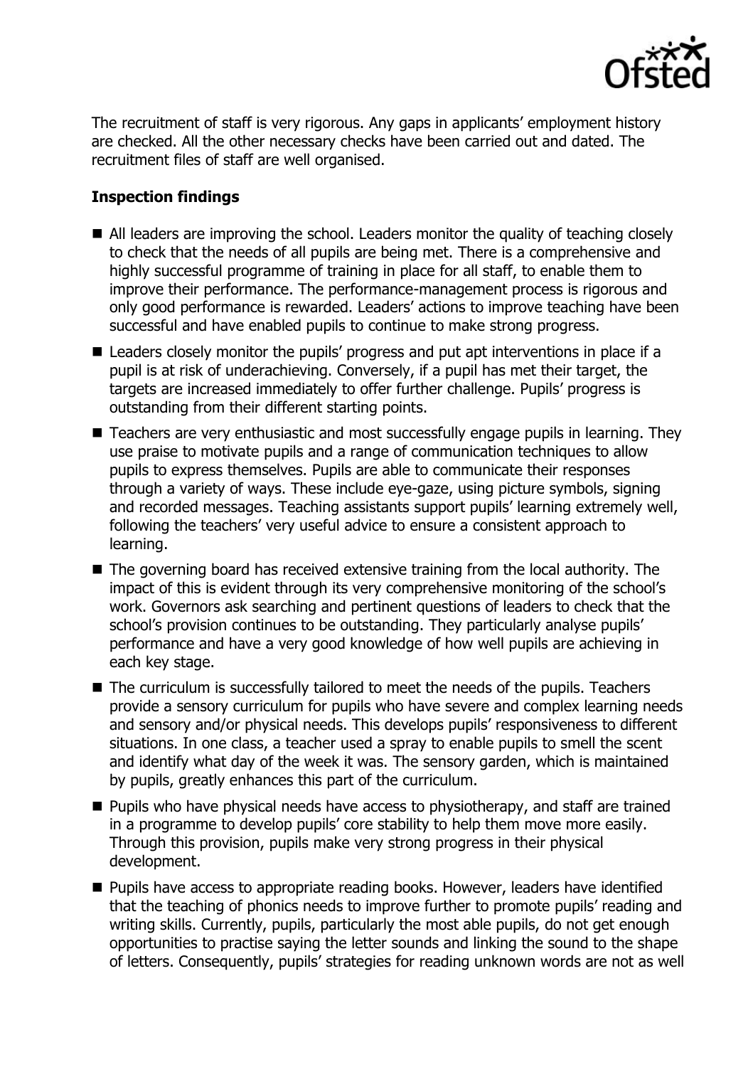The recruitment of staff is very rigorous. Any gaps in applicants' employment history are checked. All the other necessary checks have been carried out and dated. The recruitment files of staff are well organised.

**Inspection findings**

- All leaders are improving the school. Leaders monitor the quality of teaching closely to check that the needs of all pupils are being met. There is a comprehensive and highly successful programme of training in place for all staff, to enable them to improve their performance. The performance-management process is rigorous and only good performance is rewarded. Leaders' actions to improve teaching have been successful and have enabled pupils to continue to make strong progress.
- Leaders closely monitor the pupils' progress and put apt interventions in place if a pupil is at risk of underachieving. Conversely, if a pupil has met their target, the targets are increased immediately to offer further challenge. Pupils' progress is outstanding from their different starting points.
- Teachers are very enthusiastic and most successfully engage pupils in learning. They use praise to motivate pupils and a range of communication techniques to allow pupils to express themselves. Pupils are able to communicate their responses through a variety of ways. These include eye-gaze, using picture symbols, signing and recorded messages. Teaching assistants support pupils' learning extremely well, following the teachers' very useful advice to ensure a consistent approach to learning.
- The governing board has received extensive training from the local authority. The impact of this is evident through its very comprehensive monitoring of the school's work. Governors ask searching and pertinent questions of leaders to check that the school's provision continues to be outstanding. They particularly analyse pupils' performance and have a very good knowledge of how well pupils are achieving in each key stage.
- The curriculum is successfully tailored to meet the needs of the pupils. Teachers provide a sensory curriculum for pupils who have severe and complex learning needs and sensory and/or physical needs. This develops pupils' responsiveness to different situations. In one class, a teacher used a spray to enable pupils to smell the scent and identify what day of the week it was. The sensory garden, which is maintained by pupils, greatly enhances this part of the curriculum.
- Pupils who have physical needs have access to physiotherapy, and staff are trained in a programme to develop pupils' core stability to help them move more easily. Through this provision, pupils make very strong progress in their physical development.
- Pupils have access to appropriate reading books. However, leaders have identified that the teaching of phonics needs to improve further to promote pupils' reading and writing skills. Currently, pupils, particularly the most able pupils, do not get enough opportunities to practise saying the letter sounds and linking the sound to the shape of letters. Consequently, pupils' strategies for reading unknown words are not as well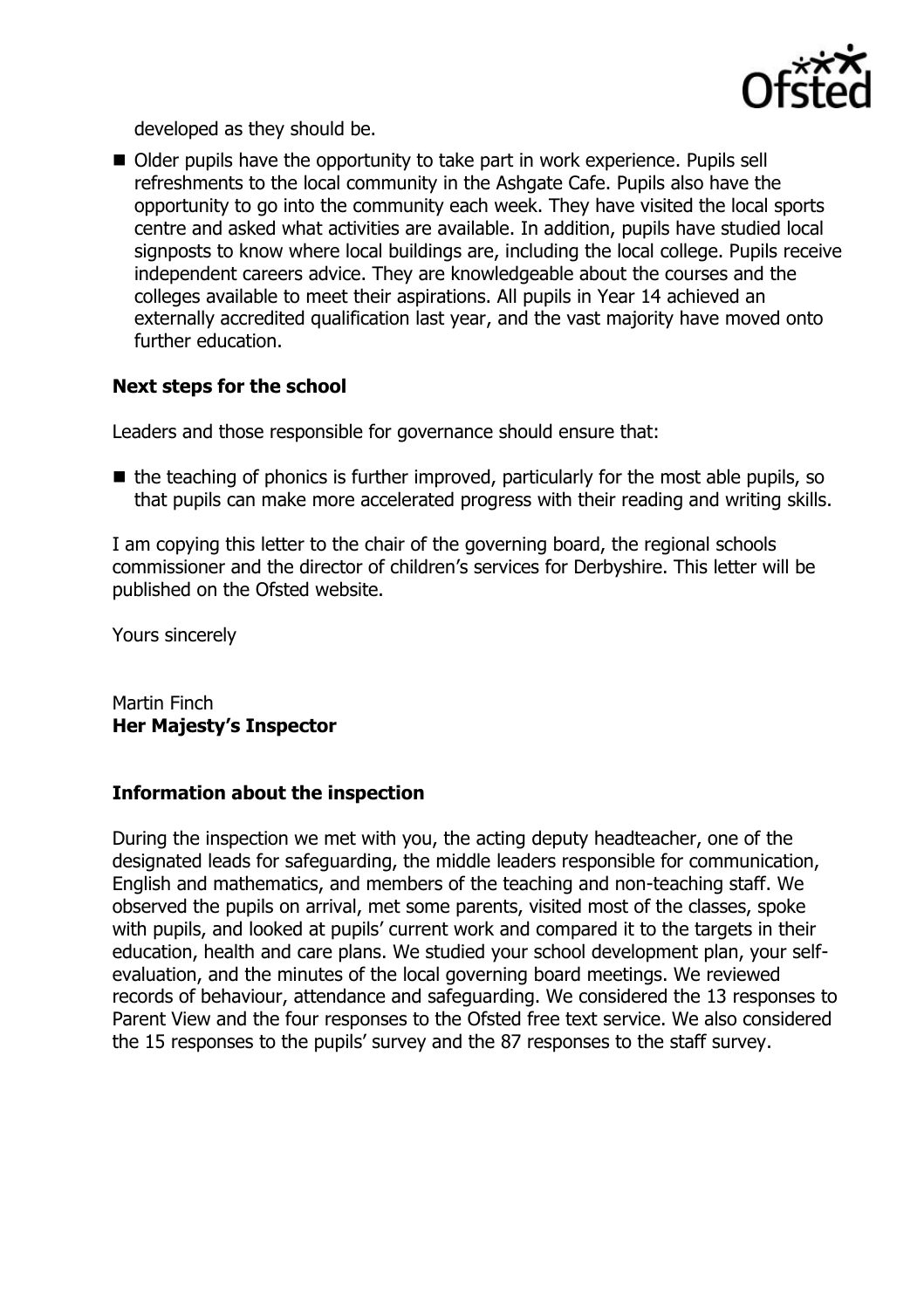developed as they should be.

- Older pupils have the opportunity to take part in work experience. Pupils sell refreshments to the local community in the Ashgate Cafe. Pupils also have the opportunity to go into the community each week. They have visited the local sports centre and asked what activities are available. In addition, pupils have studied local signposts to know where local buildings are, including the local college. Pupils receive independent careers advice. They are knowledgeable about the courses and the colleges available to meet their aspirations. All pupils in Year 14 achieved an externally accredited qualification last year, and the vast majority have moved onto further education.

**Next steps for the school**

Leaders and those responsible for governance should ensure that:

- the teaching of phonics is further improved, particularly for the most able pupils, so that pupils can make more accelerated progress with their reading and writing skills.

I am copying this letter to the chair of the governing board, the regional schools commissioner and the director of children's services for Derbyshire. This letter will be published on the Ofsted website.

Yours sincerely

Martin Finch
**Her Majesty's Inspector**

**Information about the inspection**

During the inspection we met with you, the acting deputy headteacher, one of the designated leads for safeguarding, the middle leaders responsible for communication, English and mathematics, and members of the teaching and non-teaching staff. We observed the pupils on arrival, met some parents, visited most of the classes, spoke with pupils, and looked at pupils' current work and compared it to the targets in their education, health and care plans. We studied your school development plan, your self-evaluation, and the minutes of the local governing board meetings. We reviewed records of behaviour, attendance and safeguarding. We considered the 13 responses to Parent View and the four responses to the Ofsted free text service. We also considered the 15 responses to the pupils' survey and the 87 responses to the staff survey.